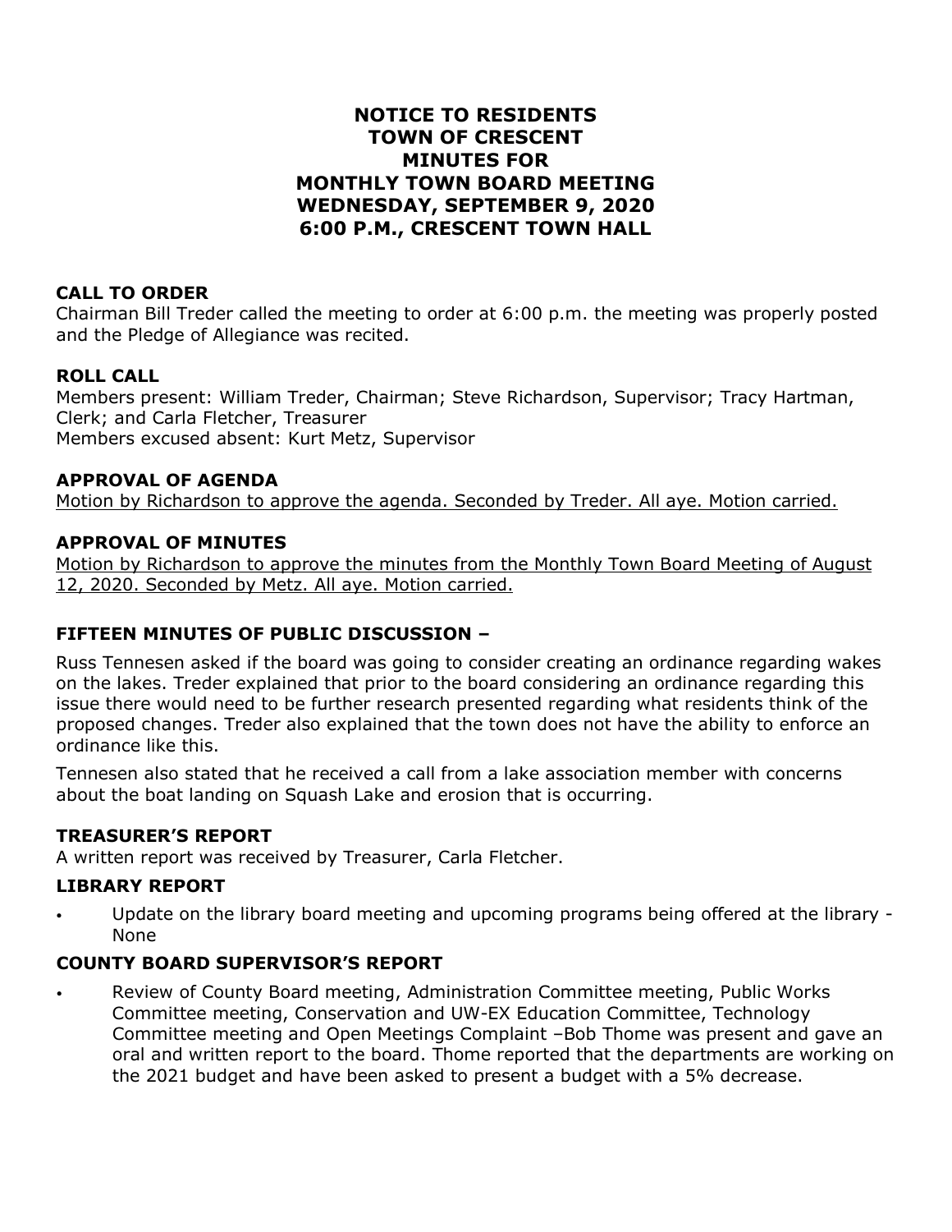# NOTICE TO RESIDENTS
# TOWN OF CRESCENT
# MINUTES FOR
# MONTHLY TOWN BOARD MEETING
# WEDNESDAY, SEPTEMBER 9, 2020
# 6:00 P.M., CRESCENT TOWN HALL

## CALL TO ORDER

Chairman Bill Treder called the meeting to order at 6:00 p.m. the meeting was properly posted and the Pledge of Allegiance was recited.

## ROLL CALL

Members present: William Treder, Chairman; Steve Richardson, Supervisor; Tracy Hartman, Clerk; and Carla Fletcher, Treasurer
Members excused absent: Kurt Metz, Supervisor

## APPROVAL OF AGENDA

Motion by Richardson to approve the agenda. Seconded by Treder. All aye. Motion carried.

## APPROVAL OF MINUTES

Motion by Richardson to approve the minutes from the Monthly Town Board Meeting of August 12, 2020. Seconded by Metz. All aye. Motion carried.

## FIFTEEN MINUTES OF PUBLIC DISCUSSION –

Russ Tennesen asked if the board was going to consider creating an ordinance regarding wakes on the lakes. Treder explained that prior to the board considering an ordinance regarding this issue there would need to be further research presented regarding what residents think of the proposed changes. Treder also explained that the town does not have the ability to enforce an ordinance like this.

Tennesen also stated that he received a call from a lake association member with concerns about the boat landing on Squash Lake and erosion that is occurring.

## TREASURER'S REPORT

A written report was received by Treasurer, Carla Fletcher.

## LIBRARY REPORT

- Update on the library board meeting and upcoming programs being offered at the library - None

## COUNTY BOARD SUPERVISOR'S REPORT

- Review of County Board meeting, Administration Committee meeting, Public Works Committee meeting, Conservation and UW-EX Education Committee, Technology Committee meeting and Open Meetings Complaint –Bob Thome was present and gave an oral and written report to the board. Thome reported that the departments are working on the 2021 budget and have been asked to present a budget with a 5% decrease.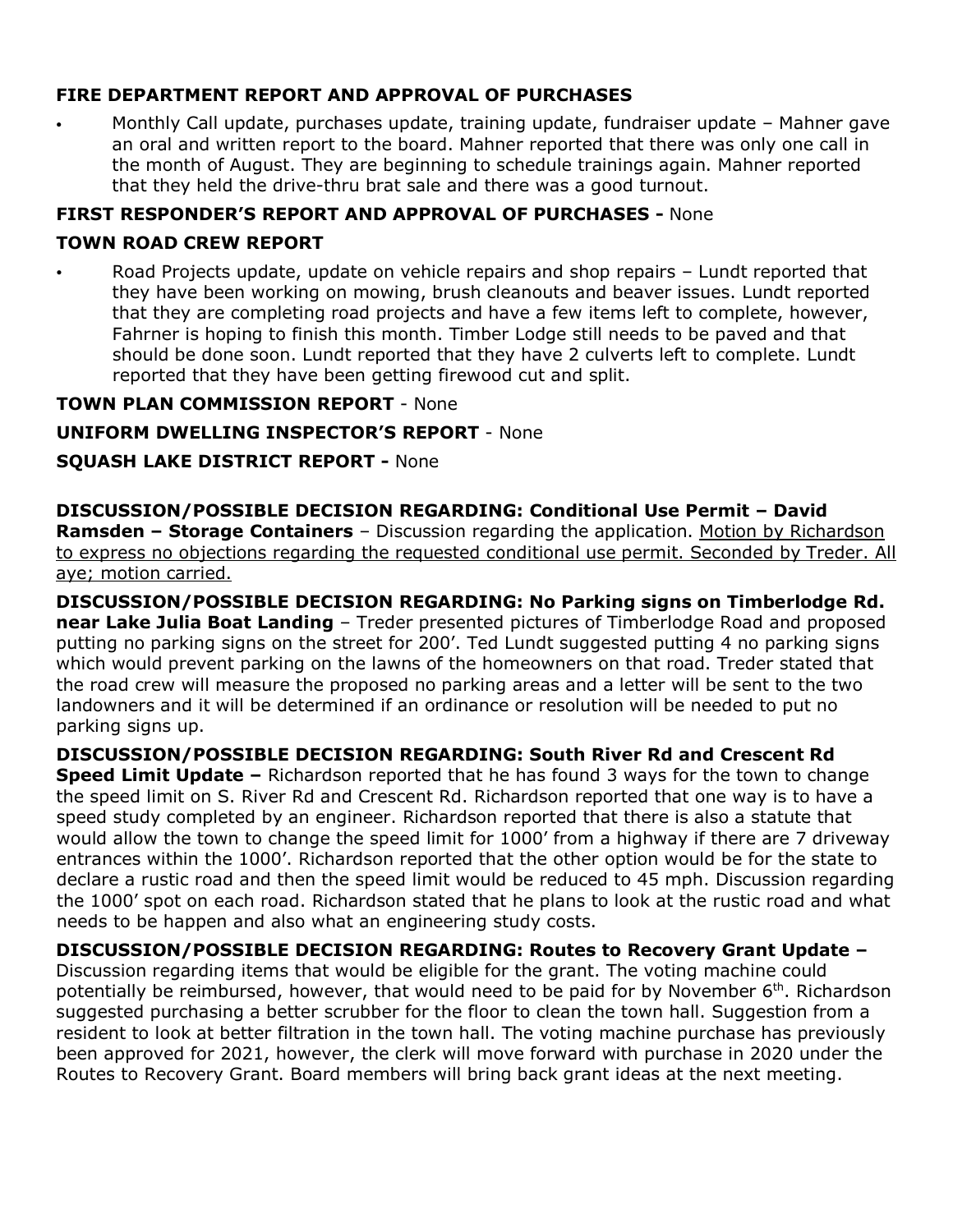**FIRE DEPARTMENT REPORT AND APPROVAL OF PURCHASES**

- Monthly Call update, purchases update, training update, fundraiser update – Mahner gave an oral and written report to the board. Mahner reported that there was only one call in the month of August. They are beginning to schedule trainings again. Mahner reported that they held the drive-thru brat sale and there was a good turnout.

**FIRST RESPONDER'S REPORT AND APPROVAL OF PURCHASES -** None

**TOWN ROAD CREW REPORT**

- Road Projects update, update on vehicle repairs and shop repairs – Lundt reported that they have been working on mowing, brush cleanouts and beaver issues. Lundt reported that they are completing road projects and have a few items left to complete, however, Fahrner is hoping to finish this month. Timber Lodge still needs to be paved and that should be done soon. Lundt reported that they have 2 culverts left to complete. Lundt reported that they have been getting firewood cut and split.

**TOWN PLAN COMMISSION REPORT** - None

**UNIFORM DWELLING INSPECTOR'S REPORT** - None

**SQUASH LAKE DISTRICT REPORT -** None

**DISCUSSION/POSSIBLE DECISION REGARDING: Conditional Use Permit – David Ramsden – Storage Containers** – Discussion regarding the application. <u>Motion by Richardson to express no objections regarding the requested conditional use permit. Seconded by Treder. All aye; motion carried.</u>

**DISCUSSION/POSSIBLE DECISION REGARDING: No Parking signs on Timberlodge Rd. near Lake Julia Boat Landing** – Treder presented pictures of Timberlodge Road and proposed putting no parking signs on the street for 200'. Ted Lundt suggested putting 4 no parking signs which would prevent parking on the lawns of the homeowners on that road. Treder stated that the road crew will measure the proposed no parking areas and a letter will be sent to the two landowners and it will be determined if an ordinance or resolution will be needed to put no parking signs up.

**DISCUSSION/POSSIBLE DECISION REGARDING: South River Rd and Crescent Rd Speed Limit Update –** Richardson reported that he has found 3 ways for the town to change the speed limit on S. River Rd and Crescent Rd. Richardson reported that one way is to have a speed study completed by an engineer. Richardson reported that there is also a statute that would allow the town to change the speed limit for 1000' from a highway if there are 7 driveway entrances within the 1000'. Richardson reported that the other option would be for the state to declare a rustic road and then the speed limit would be reduced to 45 mph. Discussion regarding the 1000' spot on each road. Richardson stated that he plans to look at the rustic road and what needs to be happen and also what an engineering study costs.

**DISCUSSION/POSSIBLE DECISION REGARDING: Routes to Recovery Grant Update –** Discussion regarding items that would be eligible for the grant. The voting machine could potentially be reimbursed, however, that would need to be paid for by November 6th. Richardson suggested purchasing a better scrubber for the floor to clean the town hall. Suggestion from a resident to look at better filtration in the town hall. The voting machine purchase has previously been approved for 2021, however, the clerk will move forward with purchase in 2020 under the Routes to Recovery Grant. Board members will bring back grant ideas at the next meeting.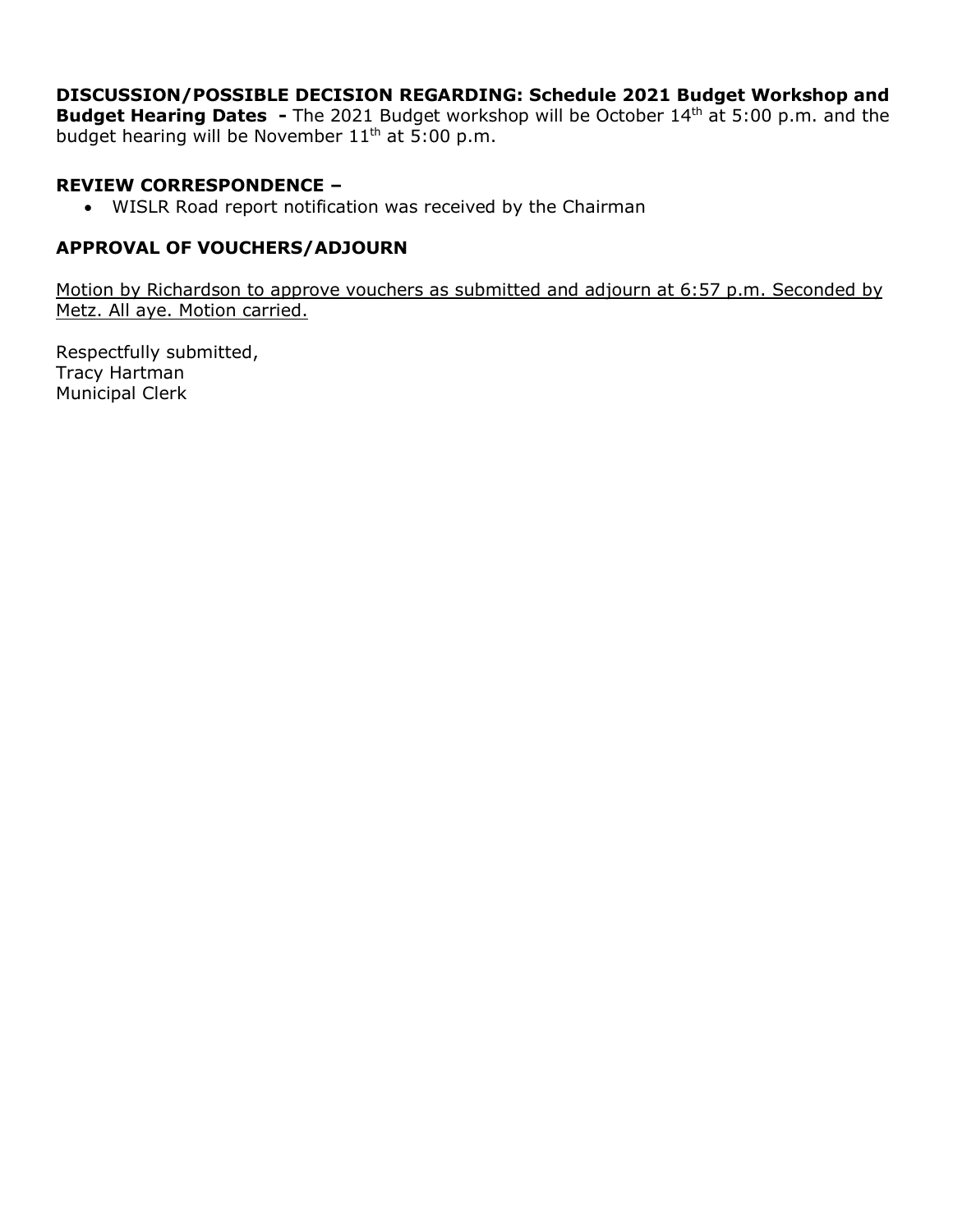**DISCUSSION/POSSIBLE DECISION REGARDING: Schedule 2021 Budget Workshop and Budget Hearing Dates -** The 2021 Budget workshop will be October 14th at 5:00 p.m. and the budget hearing will be November 11th at 5:00 p.m.

**REVIEW CORRESPONDENCE –**

- WISLR Road report notification was received by the Chairman

**APPROVAL OF VOUCHERS/ADJOURN**

Motion by Richardson to approve vouchers as submitted and adjourn at 6:57 p.m. Seconded by Metz. All aye. Motion carried.

Respectfully submitted,
Tracy Hartman
Municipal Clerk